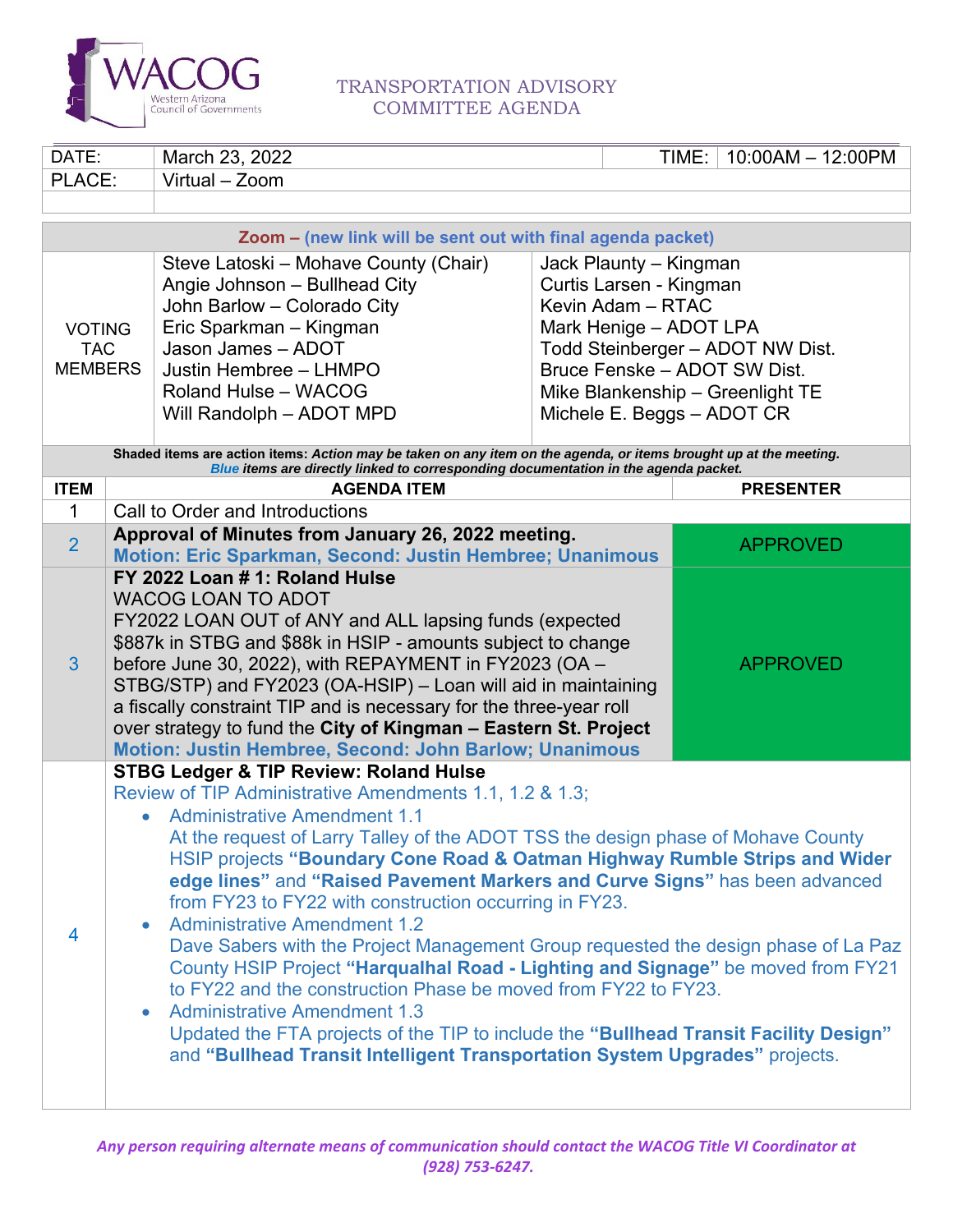# WACOG

Western Arizona Council of Governments

## TRANSPORTATION ADVISORY COMMITTEE AGENDA

| DATE: | March 23, 2022 | TIME: | 10:00AM – 12:00PM |
|---|---|---|---|
| PLACE: | Virtual – Zoom | | |

**Zoom – (new link will be sent out with final agenda packet)**

| VOTING TAC MEMBERS | | |
|---|---|---|
| | Steve Latoski – Mohave County (Chair) | Jack Plaunty – Kingman |
| | Angie Johnson – Bullhead City | Curtis Larsen - Kingman |
| | John Barlow – Colorado City | Kevin Adam – RTAC |
| | Eric Sparkman – Kingman | Mark Henige – ADOT LPA |
| | Jason James – ADOT | Todd Steinberger – ADOT NW Dist. |
| | Justin Hembree – LHMPO | Bruce Fenske – ADOT SW Dist. |
| | Roland Hulse – WACOG | Mike Blankenship – Greenlight TE |
| | Will Randolph – ADOT MPD | Michele E. Beggs – ADOT CR |

**Shaded items are action items:** *Action may be taken on any item on the agenda, or items brought up at the meeting.*
***Blue** items are directly linked to corresponding documentation in the agenda packet.*

| ITEM | AGENDA ITEM | PRESENTER |
|---|---|---|
| 1 | Call to Order and Introductions | |
| 2 | **Approval of Minutes from January 26, 2022 meeting.**<br>**Motion: Eric Sparkman, Second: Justin Hembree; Unanimous** | APPROVED |
| 3 | **FY 2022 Loan # 1: Roland Hulse**<br>WACOG LOAN TO ADOT<br>FY2022 LOAN OUT of ANY and ALL lapsing funds (expected $887k in STBG and $88k in HSIP - amounts subject to change before June 30, 2022), with REPAYMENT in FY2023 (OA – STBG/STP) and FY2023 (OA-HSIP) – Loan will aid in maintaining a fiscally constraint TIP and is necessary for the three-year roll over strategy to fund the **City of Kingman – Eastern St. Project**<br>**Motion: Justin Hembree, Second: John Barlow; Unanimous** | APPROVED |
| 4 | **STBG Ledger & TIP Review: Roland Hulse**<br>Review of TIP Administrative Amendments 1.1, 1.2 & 1.3;<br>• Administrative Amendment 1.1<br>At the request of Larry Talley of the ADOT TSS the design phase of Mohave County HSIP projects **"Boundary Cone Road & Oatman Highway Rumble Strips and Wider edge lines"** and **"Raised Pavement Markers and Curve Signs"** has been advanced from FY23 to FY22 with construction occurring in FY23.<br>• Administrative Amendment 1.2<br>Dave Sabers with the Project Management Group requested the design phase of La Paz County HSIP Project **"Harqualhal Road - Lighting and Signage"** be moved from FY21 to FY22 and the construction Phase be moved from FY22 to FY23.<br>• Administrative Amendment 1.3<br>Updated the FTA projects of the TIP to include the **"Bullhead Transit Facility Design"** and **"Bullhead Transit Intelligent Transportation System Upgrades"** projects. | |

*Any person requiring alternate means of communication should contact the WACOG Title VI Coordinator at (928) 753-6247.*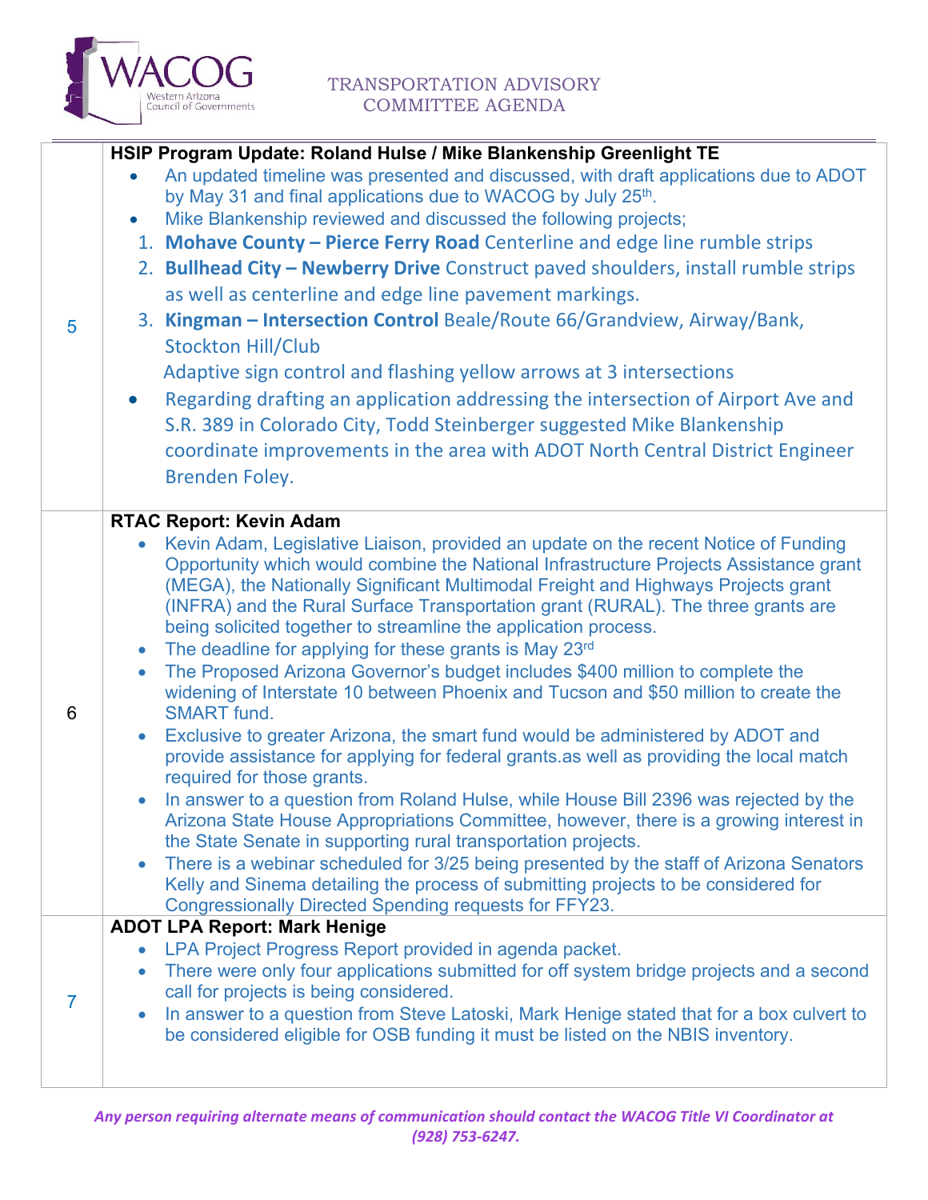| | |
|---|---|
| 5 | **HSIP Program Update: Roland Hulse / Mike Blankenship Greenlight TE**<br>• An updated timeline was presented and discussed, with draft applications due to ADOT by May 31 and final applications due to WACOG by July 25th.<br>• Mike Blankenship reviewed and discussed the following projects;<br>1. **Mohave County – Pierce Ferry Road** Centerline and edge line rumble strips<br>2. **Bullhead City – Newberry Drive** Construct paved shoulders, install rumble strips as well as centerline and edge line pavement markings.<br>3. **Kingman – Intersection Control** Beale/Route 66/Grandview, Airway/Bank, Stockton Hill/Club<br>Adaptive sign control and flashing yellow arrows at 3 intersections<br>• Regarding drafting an application addressing the intersection of Airport Ave and S.R. 389 in Colorado City, Todd Steinberger suggested Mike Blankenship coordinate improvements in the area with ADOT North Central District Engineer Brenden Foley. |
| 6 | **RTAC Report: Kevin Adam**<br>• Kevin Adam, Legislative Liaison, provided an update on the recent Notice of Funding Opportunity which would combine the National Infrastructure Projects Assistance grant (MEGA), the Nationally Significant Multimodal Freight and Highways Projects grant (INFRA) and the Rural Surface Transportation grant (RURAL). The three grants are being solicited together to streamline the application process.<br>• The deadline for applying for these grants is May 23rd<br>• The Proposed Arizona Governor's budget includes $400 million to complete the widening of Interstate 10 between Phoenix and Tucson and $50 million to create the SMART fund.<br>• Exclusive to greater Arizona, the smart fund would be administered by ADOT and provide assistance for applying for federal grants.as well as providing the local match required for those grants.<br>• In answer to a question from Roland Hulse, while House Bill 2396 was rejected by the Arizona State House Appropriations Committee, however, there is a growing interest in the State Senate in supporting rural transportation projects.<br>• There is a webinar scheduled for 3/25 being presented by the staff of Arizona Senators Kelly and Sinema detailing the process of submitting projects to be considered for Congressionally Directed Spending requests for FFY23. |
| 7 | **ADOT LPA Report: Mark Henige**<br>• LPA Project Progress Report provided in agenda packet.<br>• There were only four applications submitted for off system bridge projects and a second call for projects is being considered.<br>• In answer to a question from Steve Latoski, Mark Henige stated that for a box culvert to be considered eligible for OSB funding it must be listed on the NBIS inventory. |

*Any person requiring alternate means of communication should contact the WACOG Title VI Coordinator at (928) 753-6247.*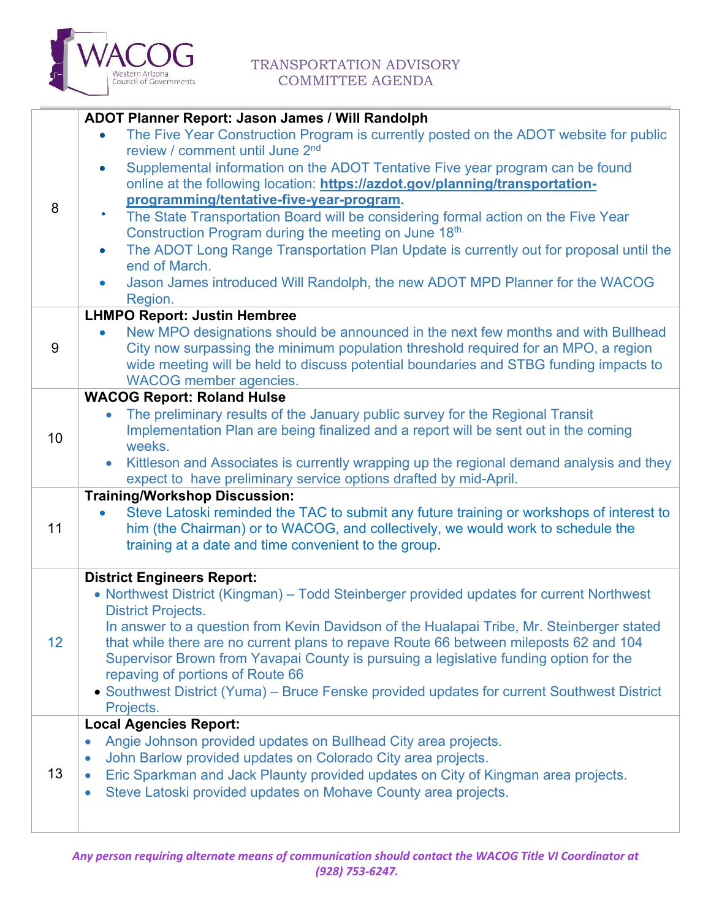| | |
|---|---|
| 8 | **ADOT Planner Report: Jason James / Will Randolph**<br>• The Five Year Construction Program is currently posted on the ADOT website for public review / comment until June 2nd<br>• Supplemental information on the ADOT Tentative Five year program can be found online at the following location: **https://azdot.gov/planning/transportation-programming/tentative-five-year-program**.<br>• The State Transportation Board will be considering formal action on the Five Year Construction Program during the meeting on June 18th.<br>• The ADOT Long Range Transportation Plan Update is currently out for proposal until the end of March.<br>• Jason James introduced Will Randolph, the new ADOT MPD Planner for the WACOG Region. |
| 9 | **LHMPO Report: Justin Hembree**<br>• New MPO designations should be announced in the next few months and with Bullhead City now surpassing the minimum population threshold required for an MPO, a region wide meeting will be held to discuss potential boundaries and STBG funding impacts to WACOG member agencies. |
| 10 | **WACOG Report: Roland Hulse**<br>• The preliminary results of the January public survey for the Regional Transit Implementation Plan are being finalized and a report will be sent out in the coming weeks.<br>• Kittleson and Associates is currently wrapping up the regional demand analysis and they expect to have preliminary service options drafted by mid-April. |
| 11 | **Training/Workshop Discussion:**<br>• Steve Latoski reminded the TAC to submit any future training or workshops of interest to him (the Chairman) or to WACOG, and collectively, we would work to schedule the training at a date and time convenient to the group. |
| 12 | **District Engineers Report:**<br>• Northwest District (Kingman) – Todd Steinberger provided updates for current Northwest District Projects.<br>In answer to a question from Kevin Davidson of the Hualapai Tribe, Mr. Steinberger stated that while there are no current plans to repave Route 66 between mileposts 62 and 104 Supervisor Brown from Yavapai County is pursuing a legislative funding option for the repaving of portions of Route 66<br>• Southwest District (Yuma) – Bruce Fenske provided updates for current Southwest District Projects. |
| 13 | **Local Agencies Report:**<br>• Angie Johnson provided updates on Bullhead City area projects.<br>• John Barlow provided updates on Colorado City area projects.<br>• Eric Sparkman and Jack Plaunty provided updates on City of Kingman area projects.<br>• Steve Latoski provided updates on Mohave County area projects. |

*Any person requiring alternate means of communication should contact the WACOG Title VI Coordinator at (928) 753-6247.*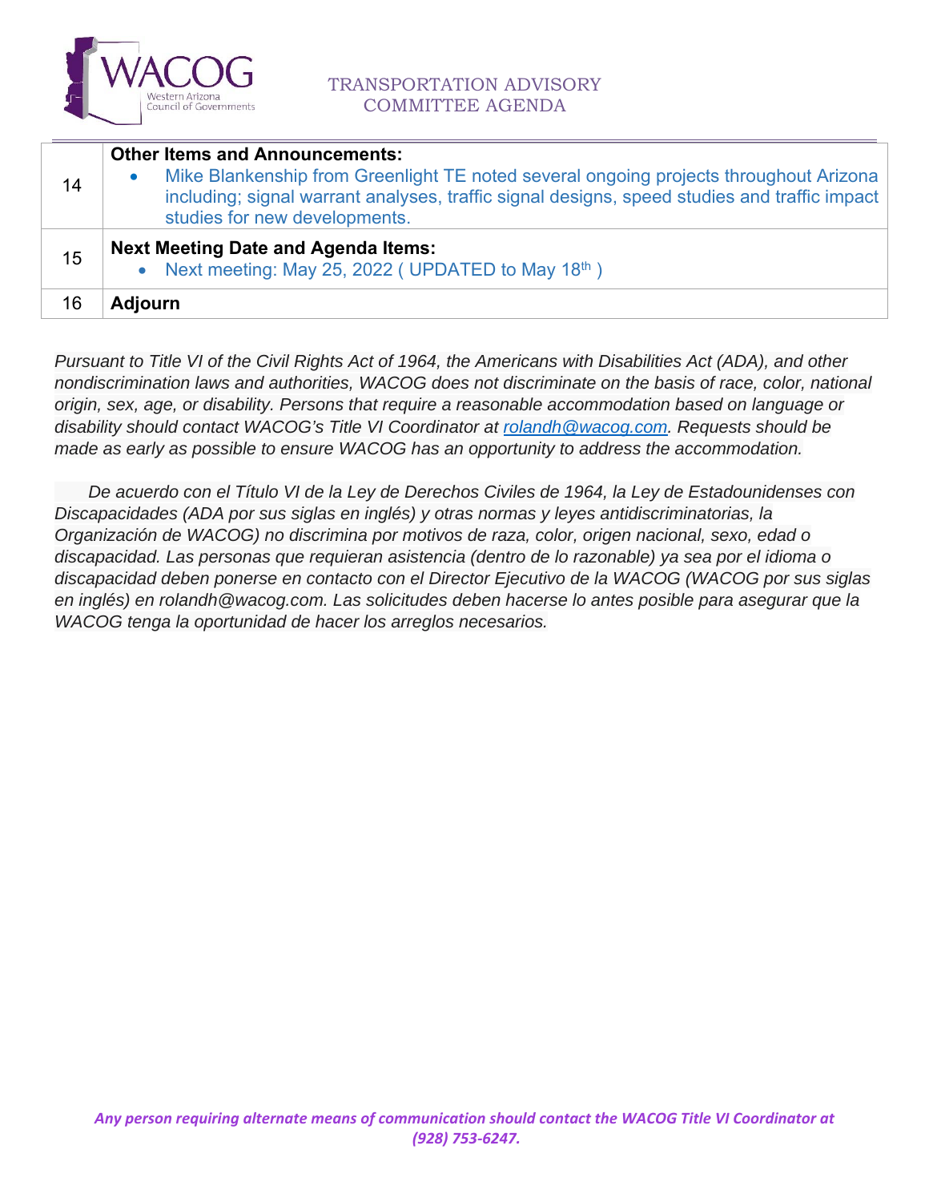| | |
|---|---|
| 14 | **Other Items and Announcements:**<br>• Mike Blankenship from Greenlight TE noted several ongoing projects throughout Arizona including; signal warrant analyses, traffic signal designs, speed studies and traffic impact studies for new developments. |
| 15 | **Next Meeting Date and Agenda Items:**<br>• Next meeting: May 25, 2022 ( UPDATED to May 18th ) |
| 16 | **Adjourn** |

*Pursuant to Title VI of the Civil Rights Act of 1964, the Americans with Disabilities Act (ADA), and other nondiscrimination laws and authorities, WACOG does not discriminate on the basis of race, color, national origin, sex, age, or disability. Persons that require a reasonable accommodation based on language or disability should contact WACOG's Title VI Coordinator at rolandh@wacog.com. Requests should be made as early as possible to ensure WACOG has an opportunity to address the accommodation.*

*De acuerdo con el Título VI de la Ley de Derechos Civiles de 1964, la Ley de Estadounidenses con Discapacidades (ADA por sus siglas en inglés) y otras normas y leyes antidiscriminatorias, la Organización de WACOG) no discrimina por motivos de raza, color, origen nacional, sexo, edad o discapacidad. Las personas que requieran asistencia (dentro de lo razonable) ya sea por el idioma o discapacidad deben ponerse en contacto con el Director Ejecutivo de la WACOG (WACOG por sus siglas en inglés) en rolandh@wacog.com. Las solicitudes deben hacerse lo antes posible para asegurar que la WACOG tenga la oportunidad de hacer los arreglos necesarios.*

***Any person requiring alternate means of communication should contact the WACOG Title VI Coordinator at (928) 753-6247.***